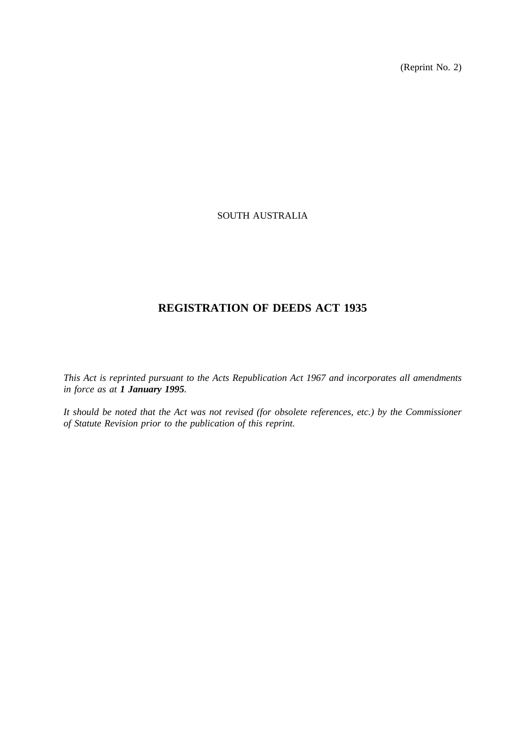(Reprint No. 2)

SOUTH AUSTRALIA

# REGISTRATION OF DEEDS ACT 1935

*This Act is reprinted pursuant to the Acts Republication Act 1967 and incorporates all amendments in force as at **1 January 1995**.*

*It should be noted that the Act was not revised (for obsolete references, etc.) by the Commissioner of Statute Revision prior to the publication of this reprint.*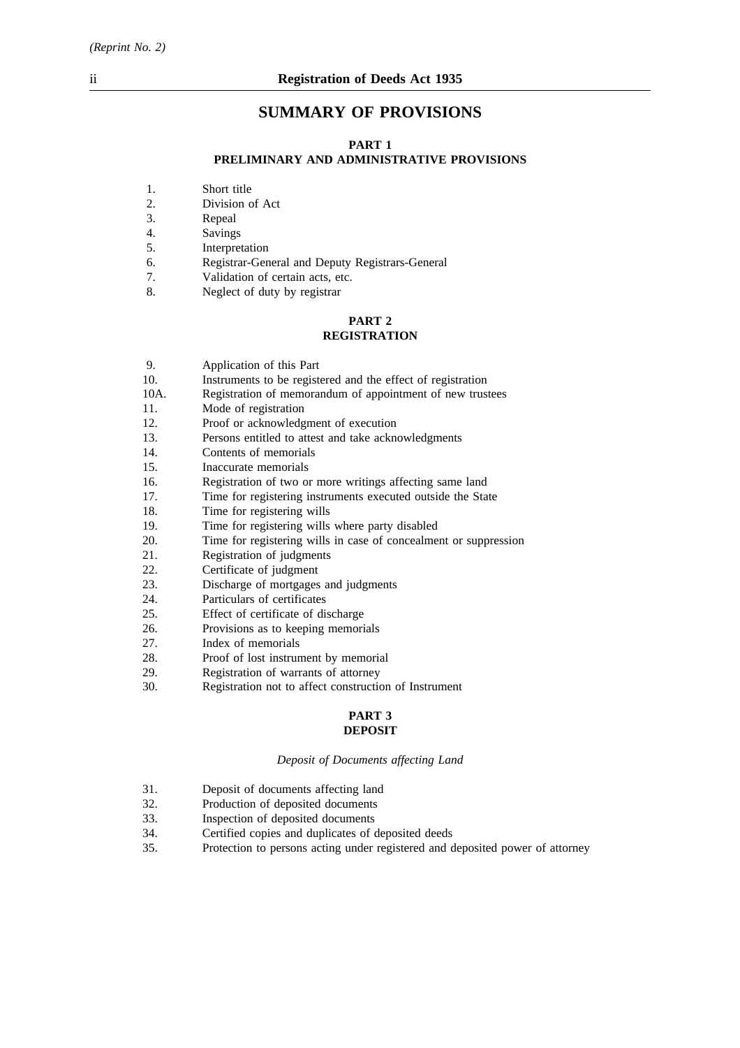# SUMMARY OF PROVISIONS

## PART 1
## PRELIMINARY AND ADMINISTRATIVE PROVISIONS

1. Short title
2. Division of Act
3. Repeal
4. Savings
5. Interpretation
6. Registrar-General and Deputy Registrars-General
7. Validation of certain acts, etc.
8. Neglect of duty by registrar

## PART 2
## REGISTRATION

9. Application of this Part
10. Instruments to be registered and the effect of registration

10A. Registration of memorandum of appointment of new trustees

11. Mode of registration
12. Proof or acknowledgment of execution
13. Persons entitled to attest and take acknowledgments
14. Contents of memorials
15. Inaccurate memorials
16. Registration of two or more writings affecting same land
17. Time for registering instruments executed outside the State
18. Time for registering wills
19. Time for registering wills where party disabled
20. Time for registering wills in case of concealment or suppression
21. Registration of judgments
22. Certificate of judgment
23. Discharge of mortgages and judgments
24. Particulars of certificates
25. Effect of certificate of discharge
26. Provisions as to keeping memorials
27. Index of memorials
28. Proof of lost instrument by memorial
29. Registration of warrants of attorney
30. Registration not to affect construction of Instrument

## PART 3
## DEPOSIT

*Deposit of Documents affecting Land*

31. Deposit of documents affecting land
32. Production of deposited documents
33. Inspection of deposited documents
34. Certified copies and duplicates of deposited deeds
35. Protection to persons acting under registered and deposited power of attorney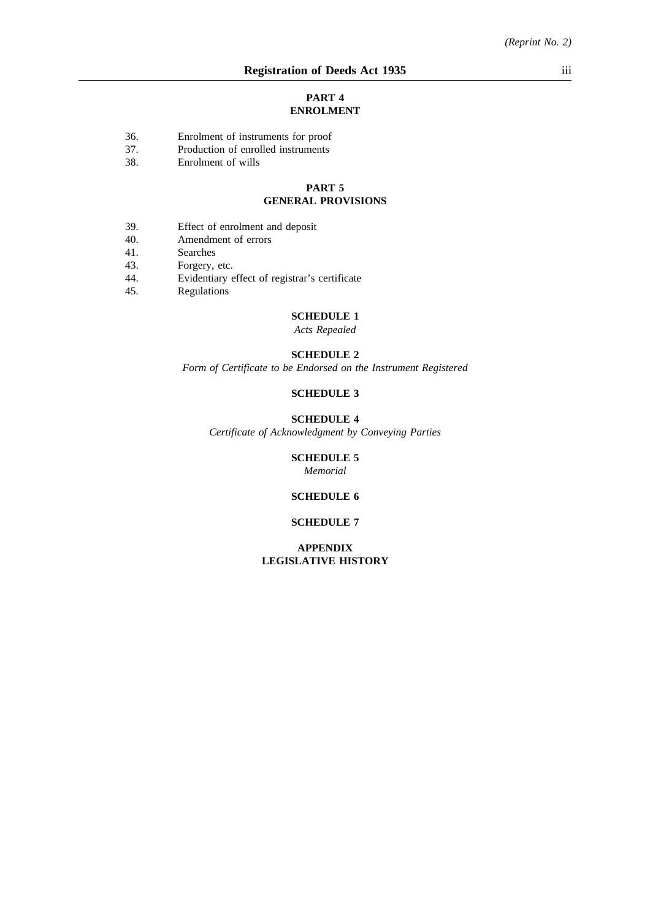## PART 4
## ENROLMENT

36. Enrolment of instruments for proof
37. Production of enrolled instruments
38. Enrolment of wills

## PART 5
## GENERAL PROVISIONS

39. Effect of enrolment and deposit
40. Amendment of errors
41. Searches
43. Forgery, etc.
44. Evidentiary effect of registrar's certificate
45. Regulations

### SCHEDULE 1
*Acts Repealed*

### SCHEDULE 2
*Form of Certificate to be Endorsed on the Instrument Registered*

### SCHEDULE 3

### SCHEDULE 4
*Certificate of Acknowledgment by Conveying Parties*

### SCHEDULE 5
*Memorial*

### SCHEDULE 6

### SCHEDULE 7

## APPENDIX
## LEGISLATIVE HISTORY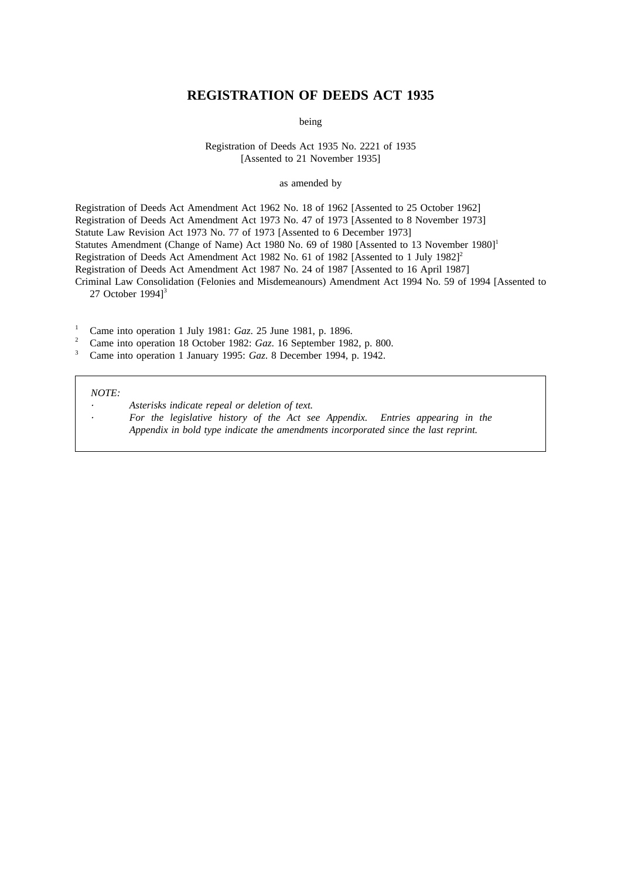# REGISTRATION OF DEEDS ACT 1935

being

Registration of Deeds Act 1935 No. 2221 of 1935
[Assented to 21 November 1935]

as amended by

Registration of Deeds Act Amendment Act 1962 No. 18 of 1962 [Assented to 25 October 1962]
Registration of Deeds Act Amendment Act 1973 No. 47 of 1973 [Assented to 8 November 1973]
Statute Law Revision Act 1973 No. 77 of 1973 [Assented to 6 December 1973]
Statutes Amendment (Change of Name) Act 1980 No. 69 of 1980 [Assented to 13 November 1980][1]
Registration of Deeds Act Amendment Act 1982 No. 61 of 1982 [Assented to 1 July 1982][2]
Registration of Deeds Act Amendment Act 1987 No. 24 of 1987 [Assented to 16 April 1987]
Criminal Law Consolidation (Felonies and Misdemeanours) Amendment Act 1994 No. 59 of 1994 [Assented to 27 October 1994][3]

[1] Came into operation 1 July 1981: *Gaz*. 25 June 1981, p. 1896.
[2] Came into operation 18 October 1982: *Gaz*. 16 September 1982, p. 800.
[3] Came into operation 1 January 1995: *Gaz*. 8 December 1994, p. 1942.

*NOTE:*

- *Asterisks indicate repeal or deletion of text.*
- *For the legislative history of the Act see Appendix. Entries appearing in the Appendix in bold type indicate the amendments incorporated since the last reprint.*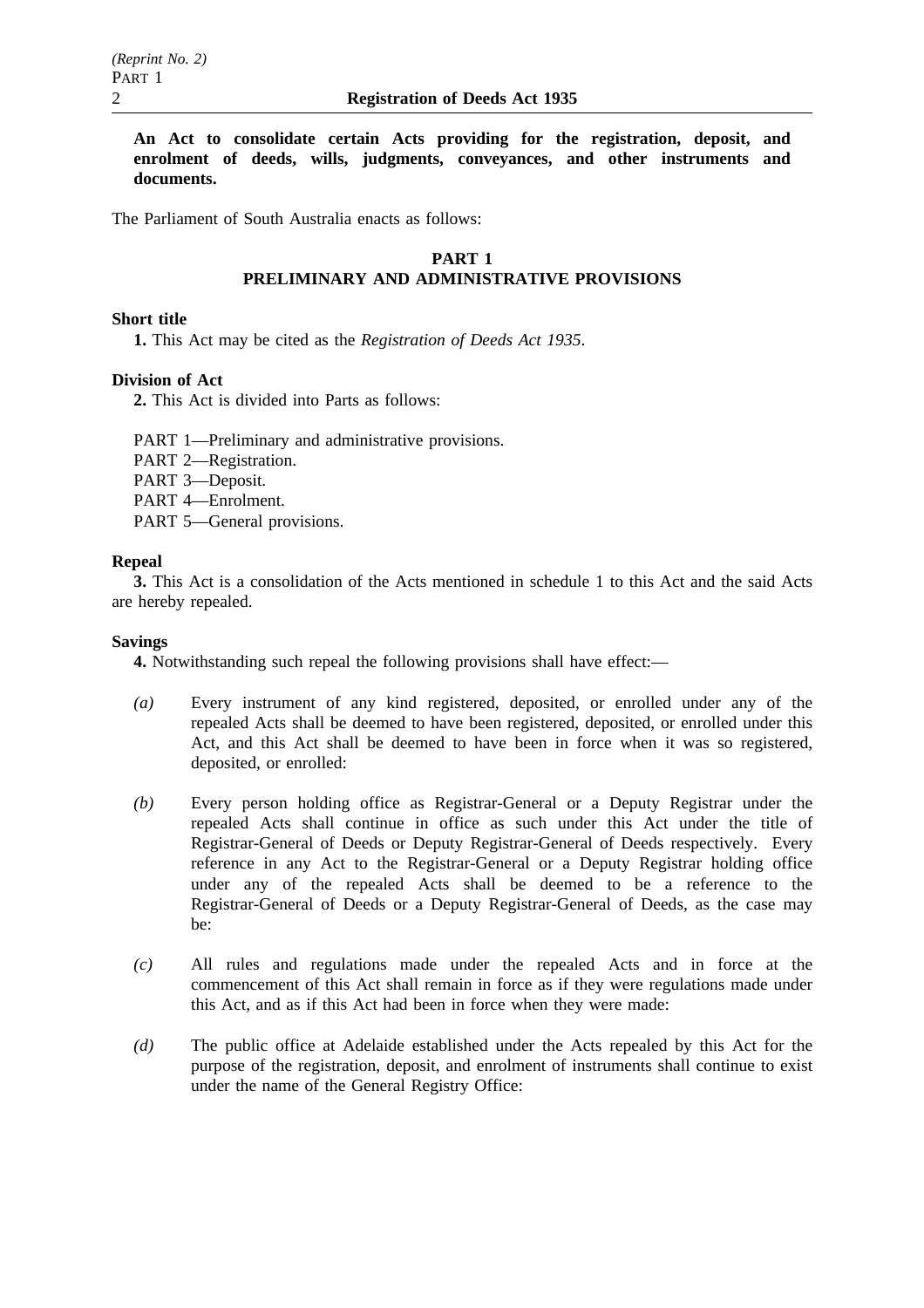**An Act to consolidate certain Acts providing for the registration, deposit, and enrolment of deeds, wills, judgments, conveyances, and other instruments and documents.**

The Parliament of South Australia enacts as follows:

## PART 1
## PRELIMINARY AND ADMINISTRATIVE PROVISIONS

**Short title**

**1.** This Act may be cited as the *Registration of Deeds Act 1935*.

**Division of Act**

**2.** This Act is divided into Parts as follows:

PART 1—Preliminary and administrative provisions.
PART 2—Registration.
PART 3—Deposit.
PART 4—Enrolment.
PART 5—General provisions.

**Repeal**

**3.** This Act is a consolidation of the Acts mentioned in schedule 1 to this Act and the said Acts are hereby repealed.

**Savings**

**4.** Notwithstanding such repeal the following provisions shall have effect:—

*(a)* Every instrument of any kind registered, deposited, or enrolled under any of the repealed Acts shall be deemed to have been registered, deposited, or enrolled under this Act, and this Act shall be deemed to have been in force when it was so registered, deposited, or enrolled:

*(b)* Every person holding office as Registrar-General or a Deputy Registrar under the repealed Acts shall continue in office as such under this Act under the title of Registrar-General of Deeds or Deputy Registrar-General of Deeds respectively. Every reference in any Act to the Registrar-General or a Deputy Registrar holding office under any of the repealed Acts shall be deemed to be a reference to the Registrar-General of Deeds or a Deputy Registrar-General of Deeds, as the case may be:

*(c)* All rules and regulations made under the repealed Acts and in force at the commencement of this Act shall remain in force as if they were regulations made under this Act, and as if this Act had been in force when they were made:

*(d)* The public office at Adelaide established under the Acts repealed by this Act for the purpose of the registration, deposit, and enrolment of instruments shall continue to exist under the name of the General Registry Office: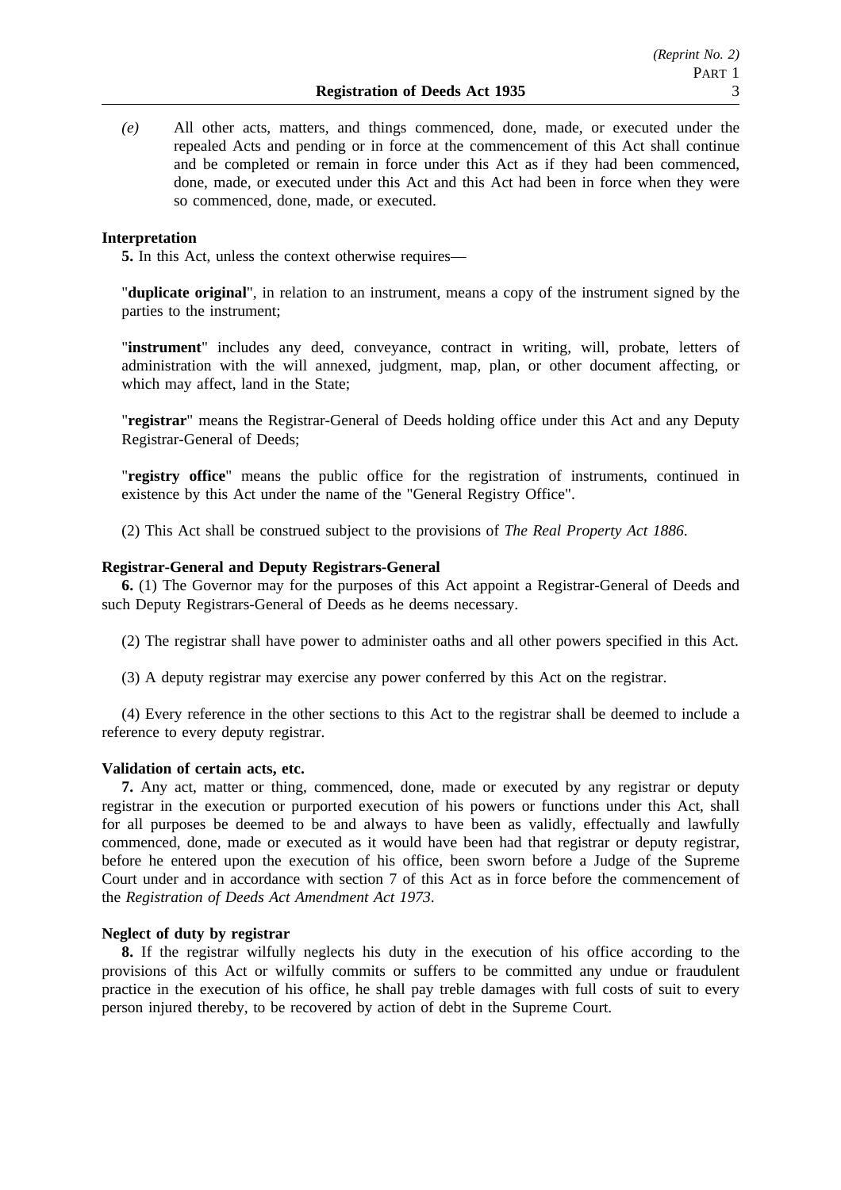*(e)* All other acts, matters, and things commenced, done, made, or executed under the repealed Acts and pending or in force at the commencement of this Act shall continue and be completed or remain in force under this Act as if they had been commenced, done, made, or executed under this Act and this Act had been in force when they were so commenced, done, made, or executed.

**Interpretation**

**5.** In this Act, unless the context otherwise requires—

"**duplicate original**", in relation to an instrument, means a copy of the instrument signed by the parties to the instrument;

"**instrument**" includes any deed, conveyance, contract in writing, will, probate, letters of administration with the will annexed, judgment, map, plan, or other document affecting, or which may affect, land in the State;

"**registrar**" means the Registrar-General of Deeds holding office under this Act and any Deputy Registrar-General of Deeds;

"**registry office**" means the public office for the registration of instruments, continued in existence by this Act under the name of the "General Registry Office".

(2) This Act shall be construed subject to the provisions of *The Real Property Act 1886*.

**Registrar-General and Deputy Registrars-General**

**6.** (1) The Governor may for the purposes of this Act appoint a Registrar-General of Deeds and such Deputy Registrars-General of Deeds as he deems necessary.

(2) The registrar shall have power to administer oaths and all other powers specified in this Act.

(3) A deputy registrar may exercise any power conferred by this Act on the registrar.

(4) Every reference in the other sections to this Act to the registrar shall be deemed to include a reference to every deputy registrar.

**Validation of certain acts, etc.**

**7.** Any act, matter or thing, commenced, done, made or executed by any registrar or deputy registrar in the execution or purported execution of his powers or functions under this Act, shall for all purposes be deemed to be and always to have been as validly, effectually and lawfully commenced, done, made or executed as it would have been had that registrar or deputy registrar, before he entered upon the execution of his office, been sworn before a Judge of the Supreme Court under and in accordance with section 7 of this Act as in force before the commencement of the *Registration of Deeds Act Amendment Act 1973*.

**Neglect of duty by registrar**

**8.** If the registrar wilfully neglects his duty in the execution of his office according to the provisions of this Act or wilfully commits or suffers to be committed any undue or fraudulent practice in the execution of his office, he shall pay treble damages with full costs of suit to every person injured thereby, to be recovered by action of debt in the Supreme Court.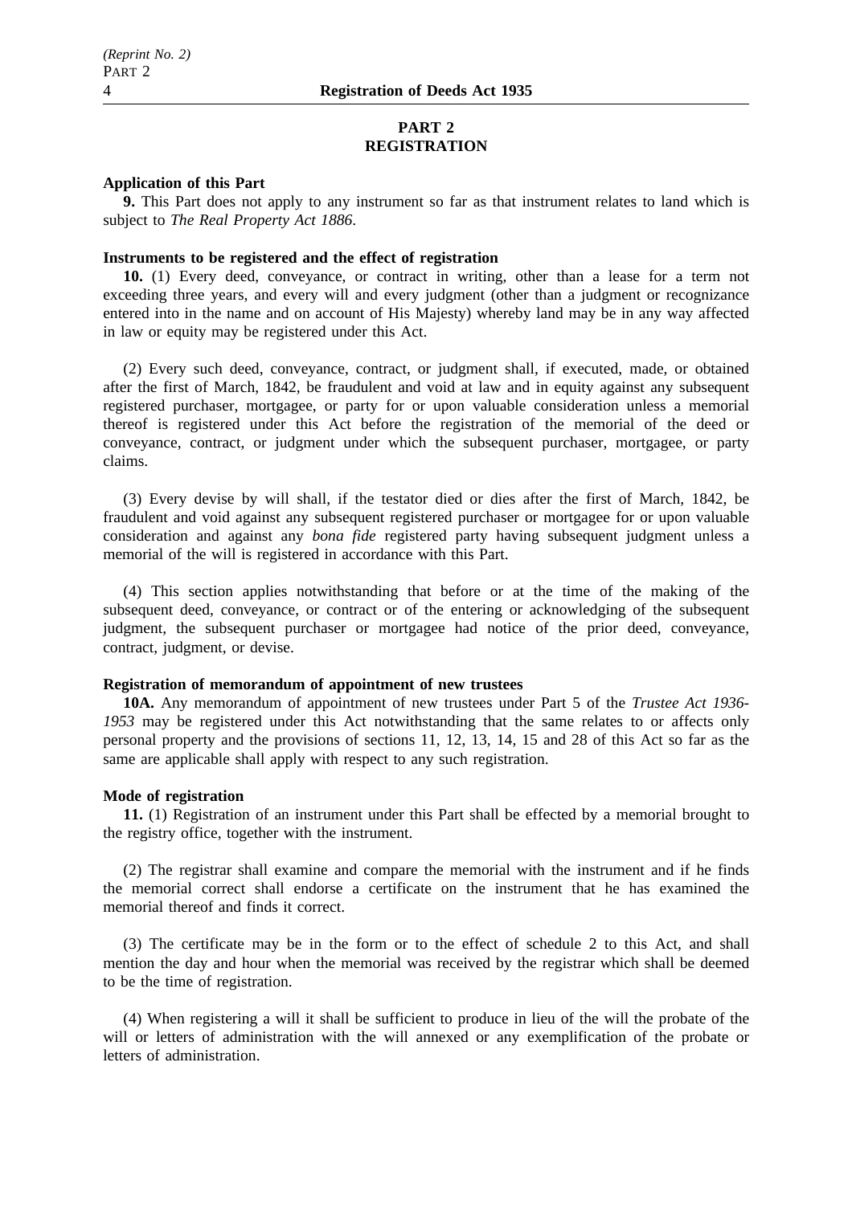## PART 2
## REGISTRATION

**Application of this Part**

**9.** This Part does not apply to any instrument so far as that instrument relates to land which is subject to *The Real Property Act 1886*.

**Instruments to be registered and the effect of registration**

**10.** (1) Every deed, conveyance, or contract in writing, other than a lease for a term not exceeding three years, and every will and every judgment (other than a judgment or recognizance entered into in the name and on account of His Majesty) whereby land may be in any way affected in law or equity may be registered under this Act.

(2) Every such deed, conveyance, contract, or judgment shall, if executed, made, or obtained after the first of March, 1842, be fraudulent and void at law and in equity against any subsequent registered purchaser, mortgagee, or party for or upon valuable consideration unless a memorial thereof is registered under this Act before the registration of the memorial of the deed or conveyance, contract, or judgment under which the subsequent purchaser, mortgagee, or party claims.

(3) Every devise by will shall, if the testator died or dies after the first of March, 1842, be fraudulent and void against any subsequent registered purchaser or mortgagee for or upon valuable consideration and against any *bona fide* registered party having subsequent judgment unless a memorial of the will is registered in accordance with this Part.

(4) This section applies notwithstanding that before or at the time of the making of the subsequent deed, conveyance, or contract or of the entering or acknowledging of the subsequent judgment, the subsequent purchaser or mortgagee had notice of the prior deed, conveyance, contract, judgment, or devise.

**Registration of memorandum of appointment of new trustees**

**10A.** Any memorandum of appointment of new trustees under Part 5 of the *Trustee Act 1936-1953* may be registered under this Act notwithstanding that the same relates to or affects only personal property and the provisions of sections 11, 12, 13, 14, 15 and 28 of this Act so far as the same are applicable shall apply with respect to any such registration.

**Mode of registration**

**11.** (1) Registration of an instrument under this Part shall be effected by a memorial brought to the registry office, together with the instrument.

(2) The registrar shall examine and compare the memorial with the instrument and if he finds the memorial correct shall endorse a certificate on the instrument that he has examined the memorial thereof and finds it correct.

(3) The certificate may be in the form or to the effect of schedule 2 to this Act, and shall mention the day and hour when the memorial was received by the registrar which shall be deemed to be the time of registration.

(4) When registering a will it shall be sufficient to produce in lieu of the will the probate of the will or letters of administration with the will annexed or any exemplification of the probate or letters of administration.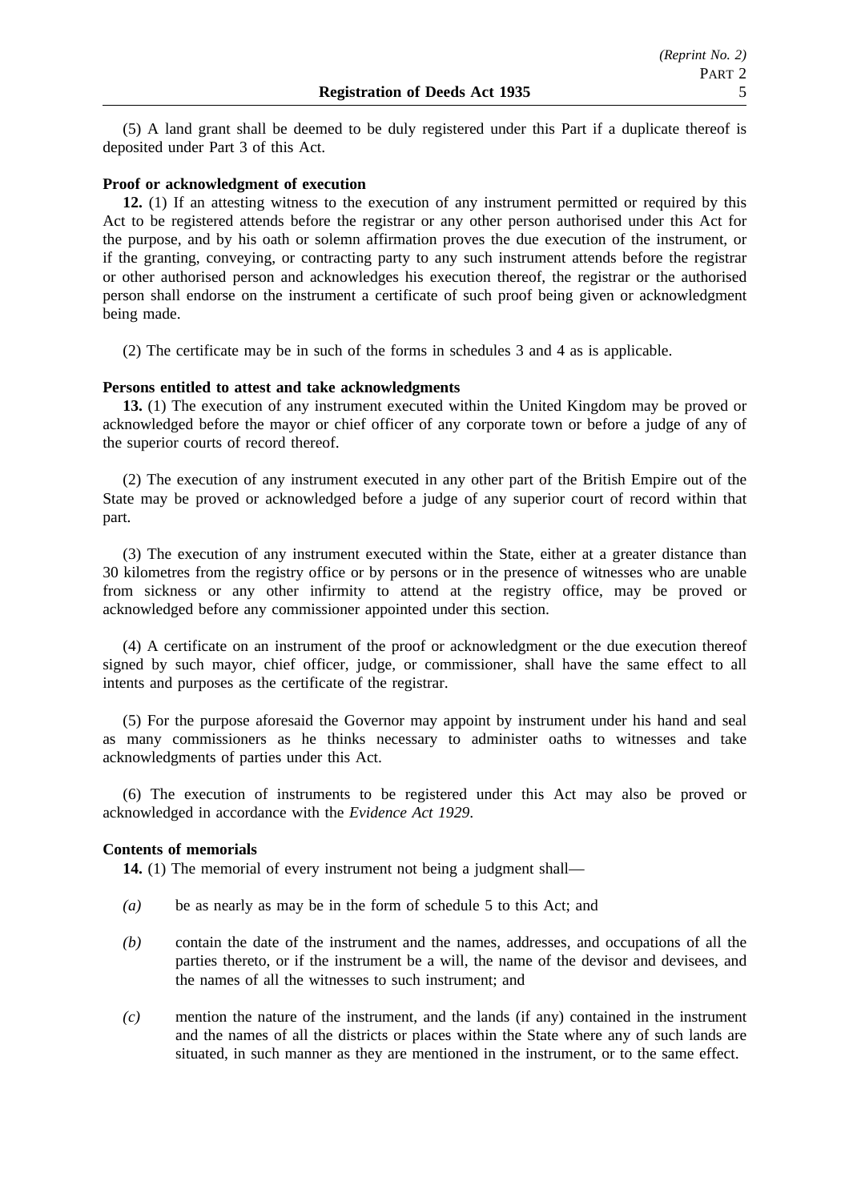(5) A land grant shall be deemed to be duly registered under this Part if a duplicate thereof is deposited under Part 3 of this Act.

**Proof or acknowledgment of execution**

**12.** (1) If an attesting witness to the execution of any instrument permitted or required by this Act to be registered attends before the registrar or any other person authorised under this Act for the purpose, and by his oath or solemn affirmation proves the due execution of the instrument, or if the granting, conveying, or contracting party to any such instrument attends before the registrar or other authorised person and acknowledges his execution thereof, the registrar or the authorised person shall endorse on the instrument a certificate of such proof being given or acknowledgment being made.

(2) The certificate may be in such of the forms in schedules 3 and 4 as is applicable.

**Persons entitled to attest and take acknowledgments**

**13.** (1) The execution of any instrument executed within the United Kingdom may be proved or acknowledged before the mayor or chief officer of any corporate town or before a judge of any of the superior courts of record thereof.

(2) The execution of any instrument executed in any other part of the British Empire out of the State may be proved or acknowledged before a judge of any superior court of record within that part.

(3) The execution of any instrument executed within the State, either at a greater distance than 30 kilometres from the registry office or by persons or in the presence of witnesses who are unable from sickness or any other infirmity to attend at the registry office, may be proved or acknowledged before any commissioner appointed under this section.

(4) A certificate on an instrument of the proof or acknowledgment or the due execution thereof signed by such mayor, chief officer, judge, or commissioner, shall have the same effect to all intents and purposes as the certificate of the registrar.

(5) For the purpose aforesaid the Governor may appoint by instrument under his hand and seal as many commissioners as he thinks necessary to administer oaths to witnesses and take acknowledgments of parties under this Act.

(6) The execution of instruments to be registered under this Act may also be proved or acknowledged in accordance with the *Evidence Act 1929*.

**Contents of memorials**

**14.** (1) The memorial of every instrument not being a judgment shall—

*(a)* be as nearly as may be in the form of schedule 5 to this Act; and

*(b)* contain the date of the instrument and the names, addresses, and occupations of all the parties thereto, or if the instrument be a will, the name of the devisor and devisees, and the names of all the witnesses to such instrument; and

*(c)* mention the nature of the instrument, and the lands (if any) contained in the instrument and the names of all the districts or places within the State where any of such lands are situated, in such manner as they are mentioned in the instrument, or to the same effect.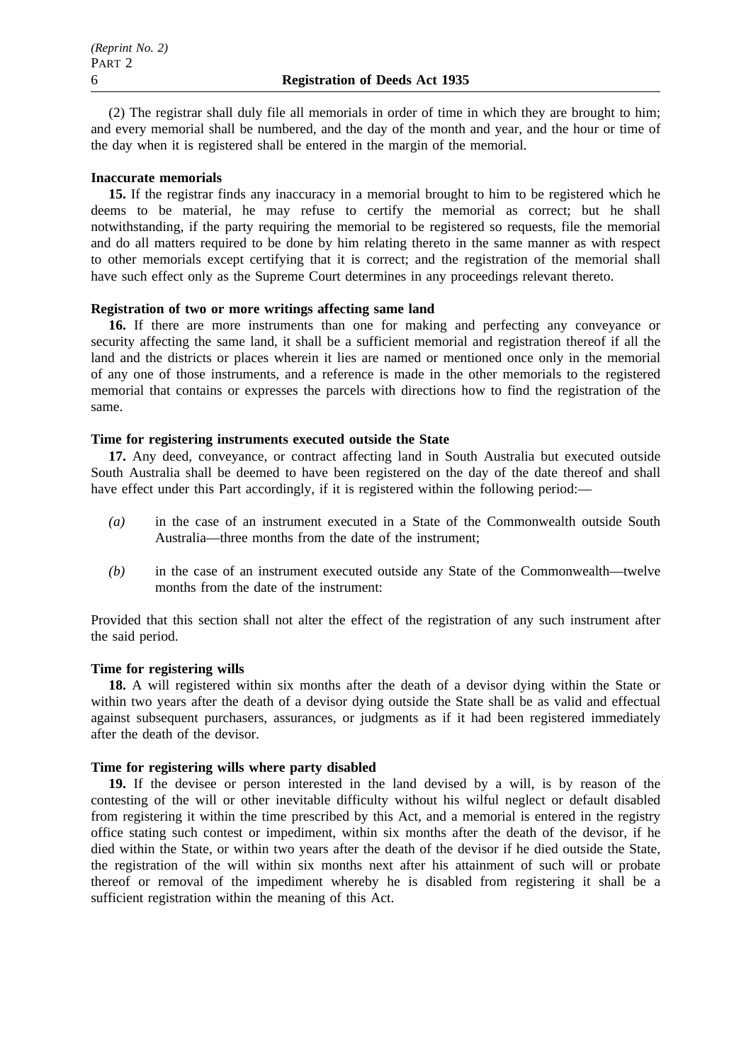(2) The registrar shall duly file all memorials in order of time in which they are brought to him; and every memorial shall be numbered, and the day of the month and year, and the hour or time of the day when it is registered shall be entered in the margin of the memorial.

**Inaccurate memorials**

**15.** If the registrar finds any inaccuracy in a memorial brought to him to be registered which he deems to be material, he may refuse to certify the memorial as correct; but he shall notwithstanding, if the party requiring the memorial to be registered so requests, file the memorial and do all matters required to be done by him relating thereto in the same manner as with respect to other memorials except certifying that it is correct; and the registration of the memorial shall have such effect only as the Supreme Court determines in any proceedings relevant thereto.

**Registration of two or more writings affecting same land**

**16.** If there are more instruments than one for making and perfecting any conveyance or security affecting the same land, it shall be a sufficient memorial and registration thereof if all the land and the districts or places wherein it lies are named or mentioned once only in the memorial of any one of those instruments, and a reference is made in the other memorials to the registered memorial that contains or expresses the parcels with directions how to find the registration of the same.

**Time for registering instruments executed outside the State**

**17.** Any deed, conveyance, or contract affecting land in South Australia but executed outside South Australia shall be deemed to have been registered on the day of the date thereof and shall have effect under this Part accordingly, if it is registered within the following period:—

*(a)* in the case of an instrument executed in a State of the Commonwealth outside South Australia—three months from the date of the instrument;

*(b)* in the case of an instrument executed outside any State of the Commonwealth—twelve months from the date of the instrument:

Provided that this section shall not alter the effect of the registration of any such instrument after the said period.

**Time for registering wills**

**18.** A will registered within six months after the death of a devisor dying within the State or within two years after the death of a devisor dying outside the State shall be as valid and effectual against subsequent purchasers, assurances, or judgments as if it had been registered immediately after the death of the devisor.

**Time for registering wills where party disabled**

**19.** If the devisee or person interested in the land devised by a will, is by reason of the contesting of the will or other inevitable difficulty without his wilful neglect or default disabled from registering it within the time prescribed by this Act, and a memorial is entered in the registry office stating such contest or impediment, within six months after the death of the devisor, if he died within the State, or within two years after the death of the devisor if he died outside the State, the registration of the will within six months next after his attainment of such will or probate thereof or removal of the impediment whereby he is disabled from registering it shall be a sufficient registration within the meaning of this Act.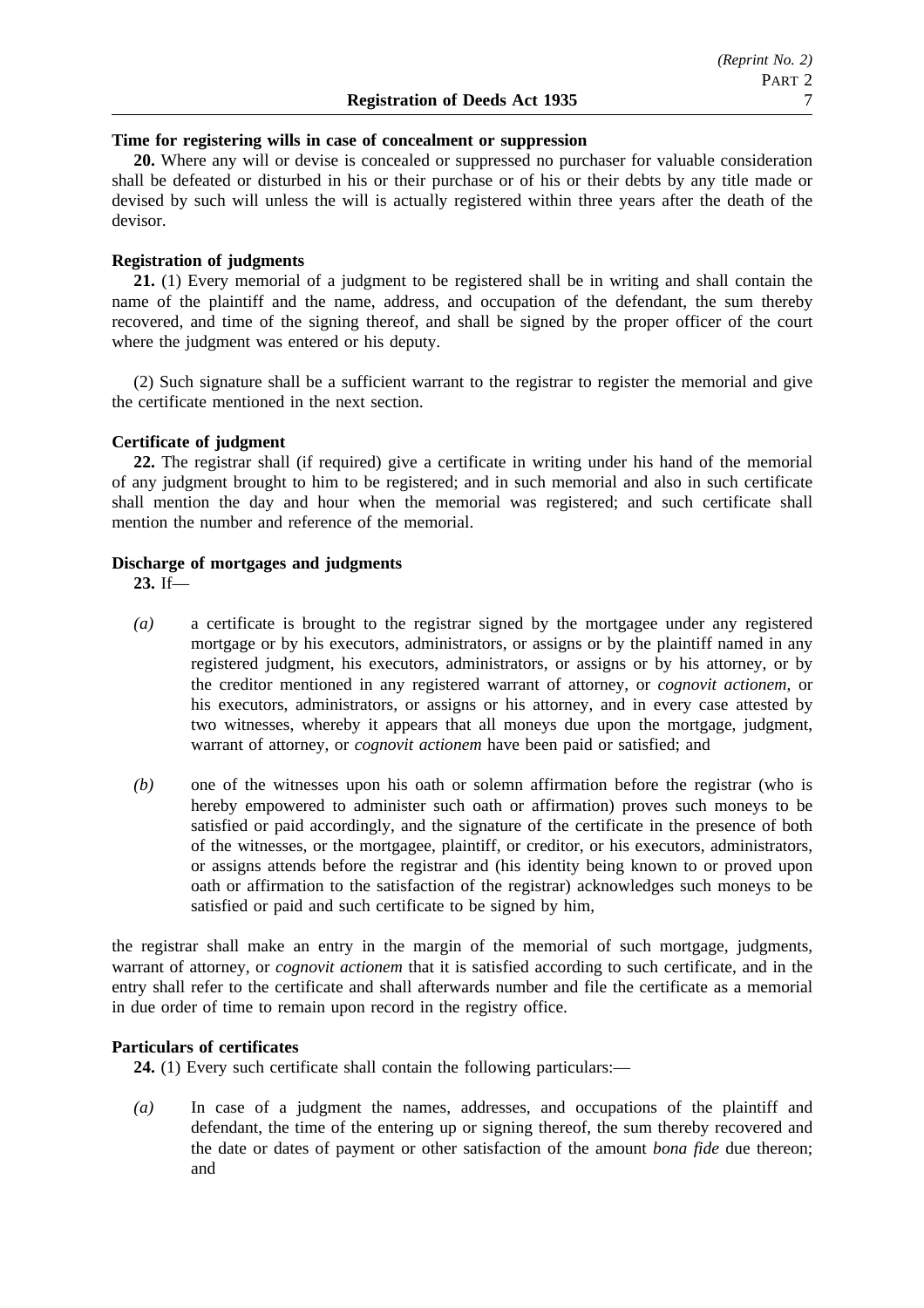**Time for registering wills in case of concealment or suppression**

**20.** Where any will or devise is concealed or suppressed no purchaser for valuable consideration shall be defeated or disturbed in his or their purchase or of his or their debts by any title made or devised by such will unless the will is actually registered within three years after the death of the devisor.

**Registration of judgments**

**21.** (1) Every memorial of a judgment to be registered shall be in writing and shall contain the name of the plaintiff and the name, address, and occupation of the defendant, the sum thereby recovered, and time of the signing thereof, and shall be signed by the proper officer of the court where the judgment was entered or his deputy.

(2) Such signature shall be a sufficient warrant to the registrar to register the memorial and give the certificate mentioned in the next section.

**Certificate of judgment**

**22.** The registrar shall (if required) give a certificate in writing under his hand of the memorial of any judgment brought to him to be registered; and in such memorial and also in such certificate shall mention the day and hour when the memorial was registered; and such certificate shall mention the number and reference of the memorial.

**Discharge of mortgages and judgments**

**23.** If—

*(a)* a certificate is brought to the registrar signed by the mortgagee under any registered mortgage or by his executors, administrators, or assigns or by the plaintiff named in any registered judgment, his executors, administrators, or assigns or by his attorney, or by the creditor mentioned in any registered warrant of attorney, or *cognovit actionem*, or his executors, administrators, or assigns or his attorney, and in every case attested by two witnesses, whereby it appears that all moneys due upon the mortgage, judgment, warrant of attorney, or *cognovit actionem* have been paid or satisfied; and

*(b)* one of the witnesses upon his oath or solemn affirmation before the registrar (who is hereby empowered to administer such oath or affirmation) proves such moneys to be satisfied or paid accordingly, and the signature of the certificate in the presence of both of the witnesses, or the mortgagee, plaintiff, or creditor, or his executors, administrators, or assigns attends before the registrar and (his identity being known to or proved upon oath or affirmation to the satisfaction of the registrar) acknowledges such moneys to be satisfied or paid and such certificate to be signed by him,

the registrar shall make an entry in the margin of the memorial of such mortgage, judgments, warrant of attorney, or *cognovit actionem* that it is satisfied according to such certificate, and in the entry shall refer to the certificate and shall afterwards number and file the certificate as a memorial in due order of time to remain upon record in the registry office.

**Particulars of certificates**

**24.** (1) Every such certificate shall contain the following particulars:—

*(a)* In case of a judgment the names, addresses, and occupations of the plaintiff and defendant, the time of the entering up or signing thereof, the sum thereby recovered and the date or dates of payment or other satisfaction of the amount *bona fide* due thereon; and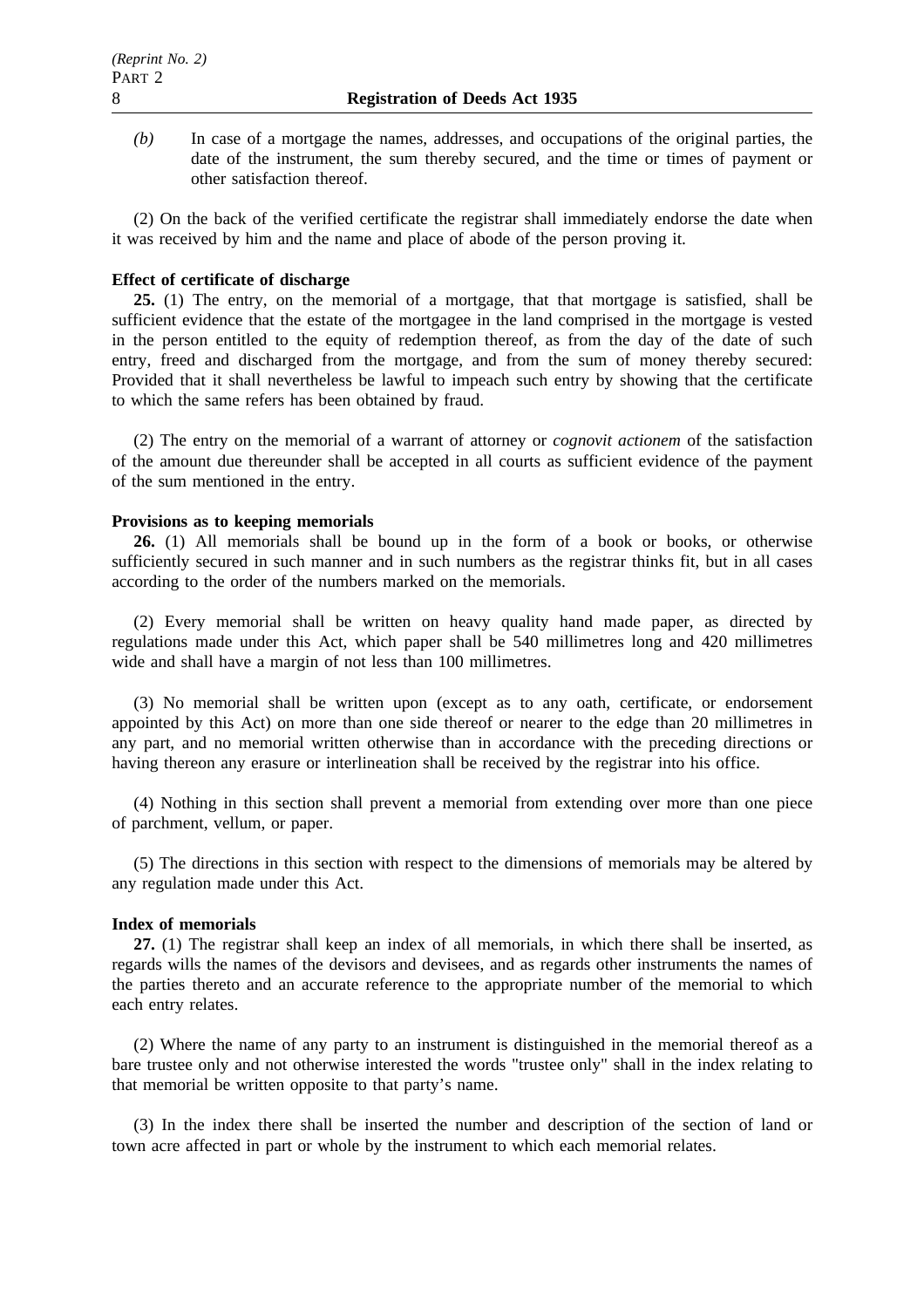*(b)* In case of a mortgage the names, addresses, and occupations of the original parties, the date of the instrument, the sum thereby secured, and the time or times of payment or other satisfaction thereof.

(2) On the back of the verified certificate the registrar shall immediately endorse the date when it was received by him and the name and place of abode of the person proving it.

**Effect of certificate of discharge**

**25.** (1) The entry, on the memorial of a mortgage, that that mortgage is satisfied, shall be sufficient evidence that the estate of the mortgagee in the land comprised in the mortgage is vested in the person entitled to the equity of redemption thereof, as from the day of the date of such entry, freed and discharged from the mortgage, and from the sum of money thereby secured: Provided that it shall nevertheless be lawful to impeach such entry by showing that the certificate to which the same refers has been obtained by fraud.

(2) The entry on the memorial of a warrant of attorney or *cognovit actionem* of the satisfaction of the amount due thereunder shall be accepted in all courts as sufficient evidence of the payment of the sum mentioned in the entry.

**Provisions as to keeping memorials**

**26.** (1) All memorials shall be bound up in the form of a book or books, or otherwise sufficiently secured in such manner and in such numbers as the registrar thinks fit, but in all cases according to the order of the numbers marked on the memorials.

(2) Every memorial shall be written on heavy quality hand made paper, as directed by regulations made under this Act, which paper shall be 540 millimetres long and 420 millimetres wide and shall have a margin of not less than 100 millimetres.

(3) No memorial shall be written upon (except as to any oath, certificate, or endorsement appointed by this Act) on more than one side thereof or nearer to the edge than 20 millimetres in any part, and no memorial written otherwise than in accordance with the preceding directions or having thereon any erasure or interlineation shall be received by the registrar into his office.

(4) Nothing in this section shall prevent a memorial from extending over more than one piece of parchment, vellum, or paper.

(5) The directions in this section with respect to the dimensions of memorials may be altered by any regulation made under this Act.

**Index of memorials**

**27.** (1) The registrar shall keep an index of all memorials, in which there shall be inserted, as regards wills the names of the devisors and devisees, and as regards other instruments the names of the parties thereto and an accurate reference to the appropriate number of the memorial to which each entry relates.

(2) Where the name of any party to an instrument is distinguished in the memorial thereof as a bare trustee only and not otherwise interested the words "trustee only" shall in the index relating to that memorial be written opposite to that party's name.

(3) In the index there shall be inserted the number and description of the section of land or town acre affected in part or whole by the instrument to which each memorial relates.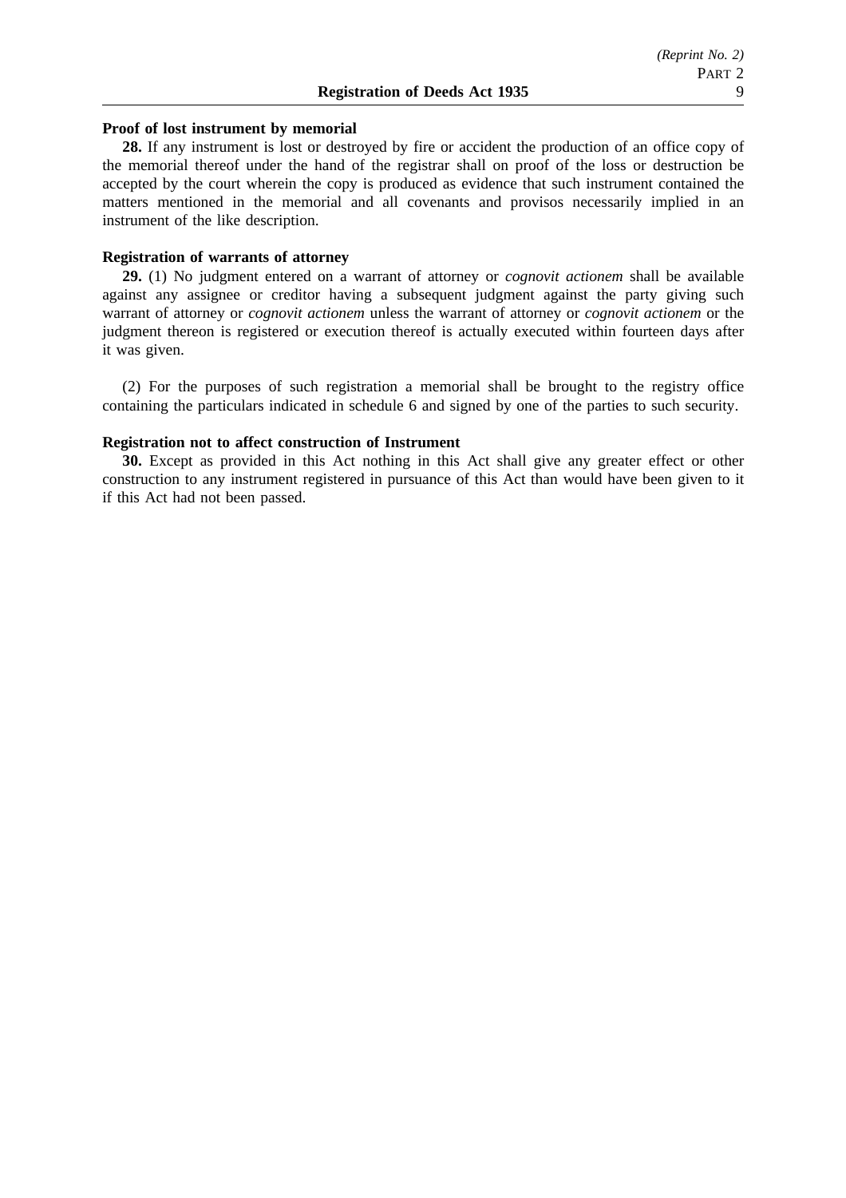**Proof of lost instrument by memorial**

**28.** If any instrument is lost or destroyed by fire or accident the production of an office copy of the memorial thereof under the hand of the registrar shall on proof of the loss or destruction be accepted by the court wherein the copy is produced as evidence that such instrument contained the matters mentioned in the memorial and all covenants and provisos necessarily implied in an instrument of the like description.

**Registration of warrants of attorney**

**29.** (1) No judgment entered on a warrant of attorney or *cognovit actionem* shall be available against any assignee or creditor having a subsequent judgment against the party giving such warrant of attorney or *cognovit actionem* unless the warrant of attorney or *cognovit actionem* or the judgment thereon is registered or execution thereof is actually executed within fourteen days after it was given.

(2) For the purposes of such registration a memorial shall be brought to the registry office containing the particulars indicated in schedule 6 and signed by one of the parties to such security.

**Registration not to affect construction of Instrument**

**30.** Except as provided in this Act nothing in this Act shall give any greater effect or other construction to any instrument registered in pursuance of this Act than would have been given to it if this Act had not been passed.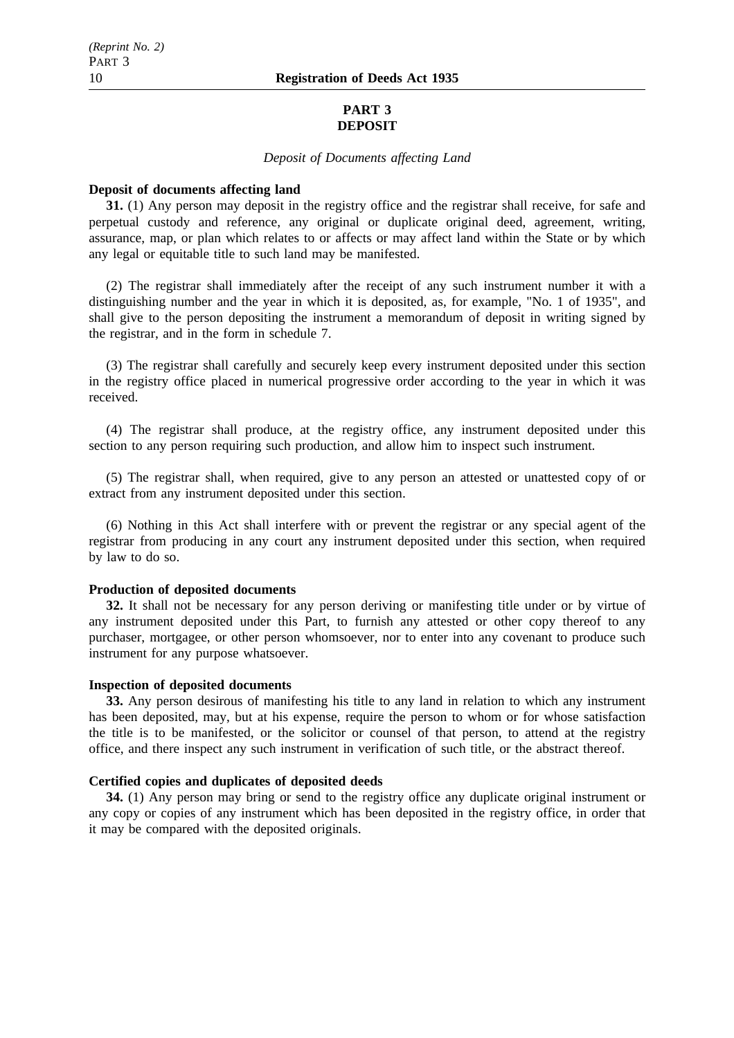# PART 3
# DEPOSIT

*Deposit of Documents affecting Land*

**Deposit of documents affecting land**

**31.** (1) Any person may deposit in the registry office and the registrar shall receive, for safe and perpetual custody and reference, any original or duplicate original deed, agreement, writing, assurance, map, or plan which relates to or affects or may affect land within the State or by which any legal or equitable title to such land may be manifested.

(2) The registrar shall immediately after the receipt of any such instrument number it with a distinguishing number and the year in which it is deposited, as, for example, "No. 1 of 1935", and shall give to the person depositing the instrument a memorandum of deposit in writing signed by the registrar, and in the form in schedule 7.

(3) The registrar shall carefully and securely keep every instrument deposited under this section in the registry office placed in numerical progressive order according to the year in which it was received.

(4) The registrar shall produce, at the registry office, any instrument deposited under this section to any person requiring such production, and allow him to inspect such instrument.

(5) The registrar shall, when required, give to any person an attested or unattested copy of or extract from any instrument deposited under this section.

(6) Nothing in this Act shall interfere with or prevent the registrar or any special agent of the registrar from producing in any court any instrument deposited under this section, when required by law to do so.

**Production of deposited documents**

**32.** It shall not be necessary for any person deriving or manifesting title under or by virtue of any instrument deposited under this Part, to furnish any attested or other copy thereof to any purchaser, mortgagee, or other person whomsoever, nor to enter into any covenant to produce such instrument for any purpose whatsoever.

**Inspection of deposited documents**

**33.** Any person desirous of manifesting his title to any land in relation to which any instrument has been deposited, may, but at his expense, require the person to whom or for whose satisfaction the title is to be manifested, or the solicitor or counsel of that person, to attend at the registry office, and there inspect any such instrument in verification of such title, or the abstract thereof.

**Certified copies and duplicates of deposited deeds**

**34.** (1) Any person may bring or send to the registry office any duplicate original instrument or any copy or copies of any instrument which has been deposited in the registry office, in order that it may be compared with the deposited originals.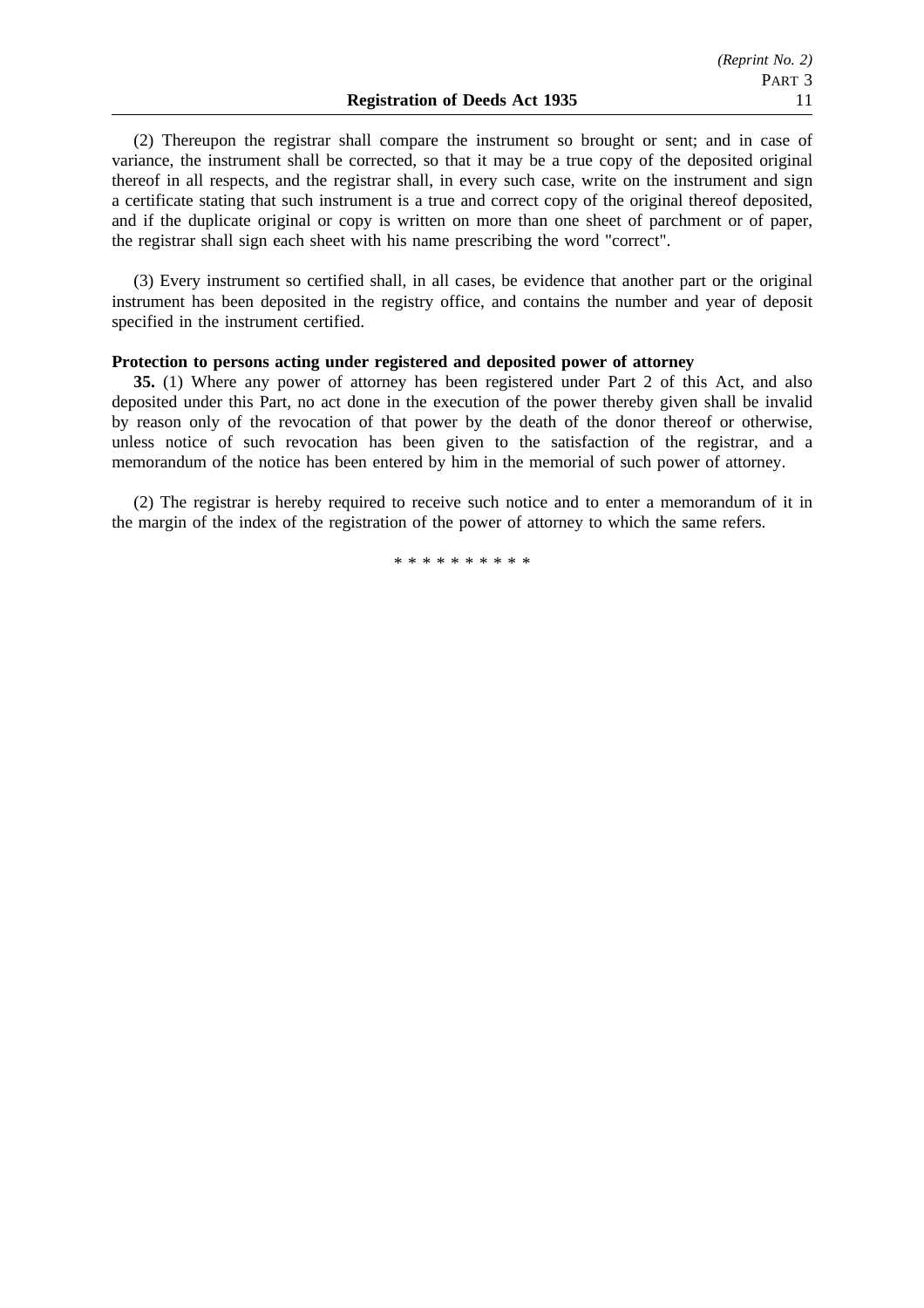(2) Thereupon the registrar shall compare the instrument so brought or sent; and in case of variance, the instrument shall be corrected, so that it may be a true copy of the deposited original thereof in all respects, and the registrar shall, in every such case, write on the instrument and sign a certificate stating that such instrument is a true and correct copy of the original thereof deposited, and if the duplicate original or copy is written on more than one sheet of parchment or of paper, the registrar shall sign each sheet with his name prescribing the word "correct".

(3) Every instrument so certified shall, in all cases, be evidence that another part or the original instrument has been deposited in the registry office, and contains the number and year of deposit specified in the instrument certified.

**Protection to persons acting under registered and deposited power of attorney**

**35.** (1) Where any power of attorney has been registered under Part 2 of this Act, and also deposited under this Part, no act done in the execution of the power thereby given shall be invalid by reason only of the revocation of that power by the death of the donor thereof or otherwise, unless notice of such revocation has been given to the satisfaction of the registrar, and a memorandum of the notice has been entered by him in the memorial of such power of attorney.

(2) The registrar is hereby required to receive such notice and to enter a memorandum of it in the margin of the index of the registration of the power of attorney to which the same refers.

* * * * * * * * * *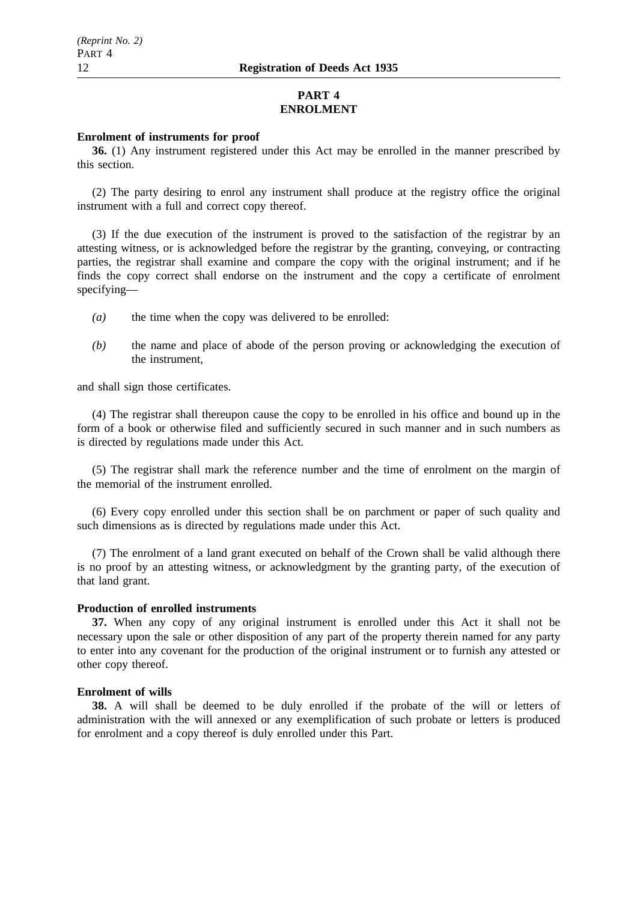## PART 4
## ENROLMENT

**Enrolment of instruments for proof**

**36.** (1) Any instrument registered under this Act may be enrolled in the manner prescribed by this section.

(2) The party desiring to enrol any instrument shall produce at the registry office the original instrument with a full and correct copy thereof.

(3) If the due execution of the instrument is proved to the satisfaction of the registrar by an attesting witness, or is acknowledged before the registrar by the granting, conveying, or contracting parties, the registrar shall examine and compare the copy with the original instrument; and if he finds the copy correct shall endorse on the instrument and the copy a certificate of enrolment specifying—

*(a)* the time when the copy was delivered to be enrolled:

*(b)* the name and place of abode of the person proving or acknowledging the execution of the instrument,

and shall sign those certificates.

(4) The registrar shall thereupon cause the copy to be enrolled in his office and bound up in the form of a book or otherwise filed and sufficiently secured in such manner and in such numbers as is directed by regulations made under this Act.

(5) The registrar shall mark the reference number and the time of enrolment on the margin of the memorial of the instrument enrolled.

(6) Every copy enrolled under this section shall be on parchment or paper of such quality and such dimensions as is directed by regulations made under this Act.

(7) The enrolment of a land grant executed on behalf of the Crown shall be valid although there is no proof by an attesting witness, or acknowledgment by the granting party, of the execution of that land grant.

**Production of enrolled instruments**

**37.** When any copy of any original instrument is enrolled under this Act it shall not be necessary upon the sale or other disposition of any part of the property therein named for any party to enter into any covenant for the production of the original instrument or to furnish any attested or other copy thereof.

**Enrolment of wills**

**38.** A will shall be deemed to be duly enrolled if the probate of the will or letters of administration with the will annexed or any exemplification of such probate or letters is produced for enrolment and a copy thereof is duly enrolled under this Part.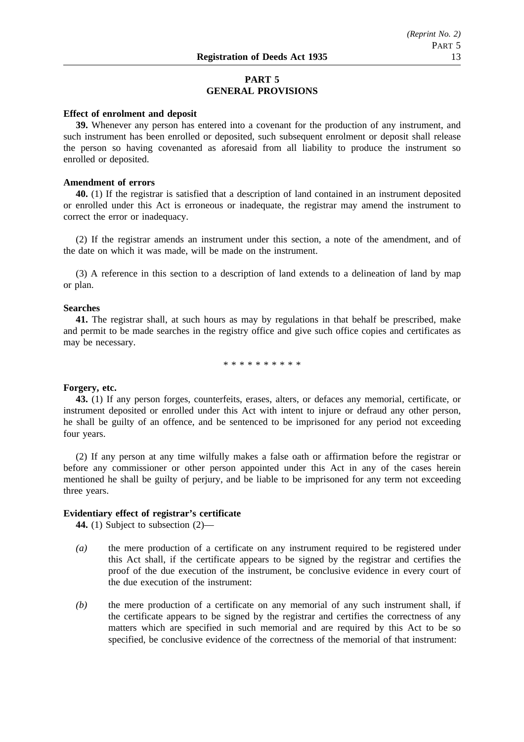## PART 5
## GENERAL PROVISIONS

**Effect of enrolment and deposit**

**39.** Whenever any person has entered into a covenant for the production of any instrument, and such instrument has been enrolled or deposited, such subsequent enrolment or deposit shall release the person so having covenanted as aforesaid from all liability to produce the instrument so enrolled or deposited.

**Amendment of errors**

**40.** (1) If the registrar is satisfied that a description of land contained in an instrument deposited or enrolled under this Act is erroneous or inadequate, the registrar may amend the instrument to correct the error or inadequacy.

(2) If the registrar amends an instrument under this section, a note of the amendment, and of the date on which it was made, will be made on the instrument.

(3) A reference in this section to a description of land extends to a delineation of land by map or plan.

**Searches**

**41.** The registrar shall, at such hours as may by regulations in that behalf be prescribed, make and permit to be made searches in the registry office and give such office copies and certificates as may be necessary.

\* \* \* \* \* \* \* \* \* \*

**Forgery, etc.**

**43.** (1) If any person forges, counterfeits, erases, alters, or defaces any memorial, certificate, or instrument deposited or enrolled under this Act with intent to injure or defraud any other person, he shall be guilty of an offence, and be sentenced to be imprisoned for any period not exceeding four years.

(2) If any person at any time wilfully makes a false oath or affirmation before the registrar or before any commissioner or other person appointed under this Act in any of the cases herein mentioned he shall be guilty of perjury, and be liable to be imprisoned for any term not exceeding three years.

**Evidentiary effect of registrar's certificate**

**44.** (1) Subject to subsection (2)—

*(a)* the mere production of a certificate on any instrument required to be registered under this Act shall, if the certificate appears to be signed by the registrar and certifies the proof of the due execution of the instrument, be conclusive evidence in every court of the due execution of the instrument:

*(b)* the mere production of a certificate on any memorial of any such instrument shall, if the certificate appears to be signed by the registrar and certifies the correctness of any matters which are specified in such memorial and are required by this Act to be so specified, be conclusive evidence of the correctness of the memorial of that instrument: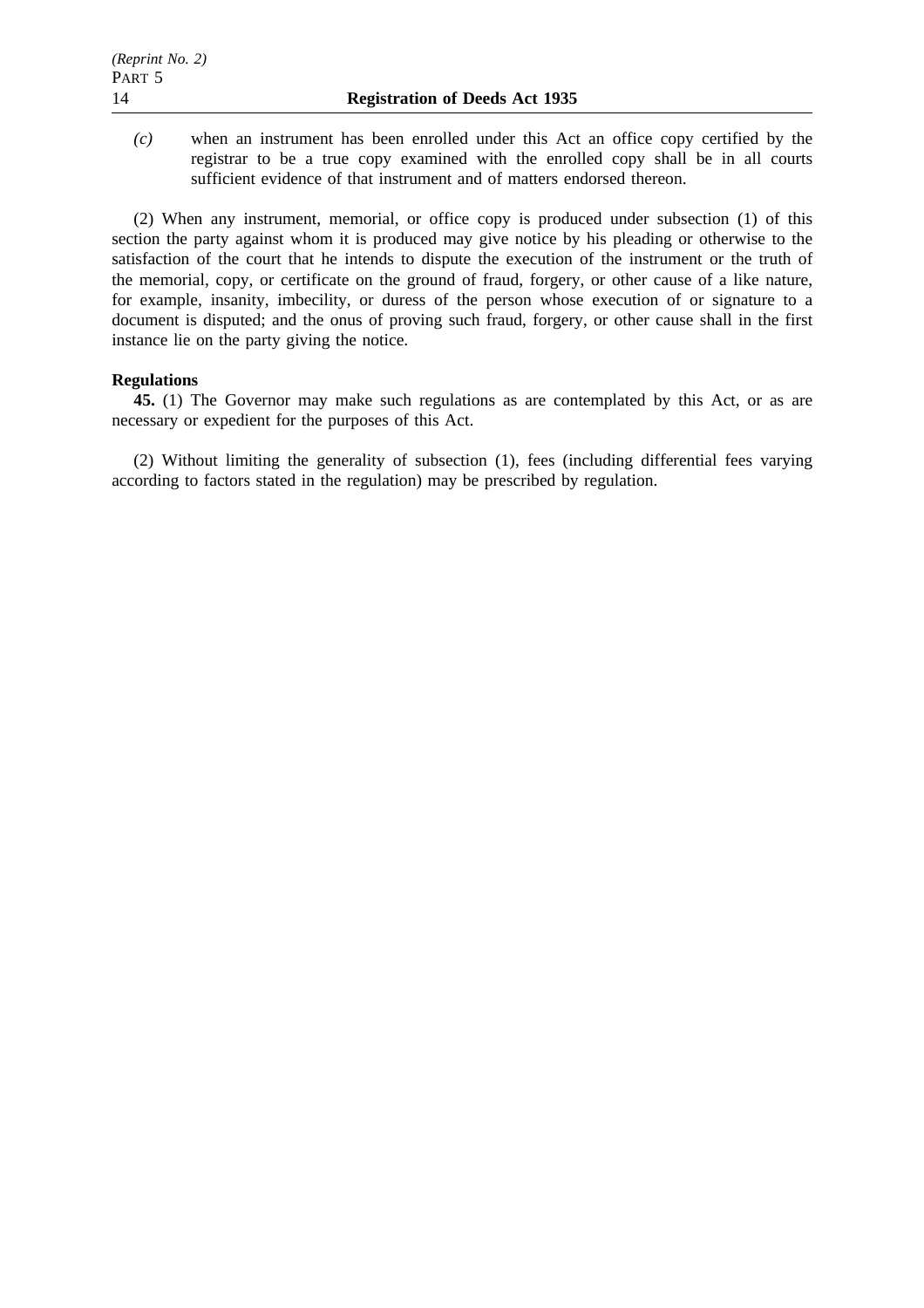*(c)* when an instrument has been enrolled under this Act an office copy certified by the registrar to be a true copy examined with the enrolled copy shall be in all courts sufficient evidence of that instrument and of matters endorsed thereon.

(2) When any instrument, memorial, or office copy is produced under subsection (1) of this section the party against whom it is produced may give notice by his pleading or otherwise to the satisfaction of the court that he intends to dispute the execution of the instrument or the truth of the memorial, copy, or certificate on the ground of fraud, forgery, or other cause of a like nature, for example, insanity, imbecility, or duress of the person whose execution of or signature to a document is disputed; and the onus of proving such fraud, forgery, or other cause shall in the first instance lie on the party giving the notice.

**Regulations**

**45.** (1) The Governor may make such regulations as are contemplated by this Act, or as are necessary or expedient for the purposes of this Act.

(2) Without limiting the generality of subsection (1), fees (including differential fees varying according to factors stated in the regulation) may be prescribed by regulation.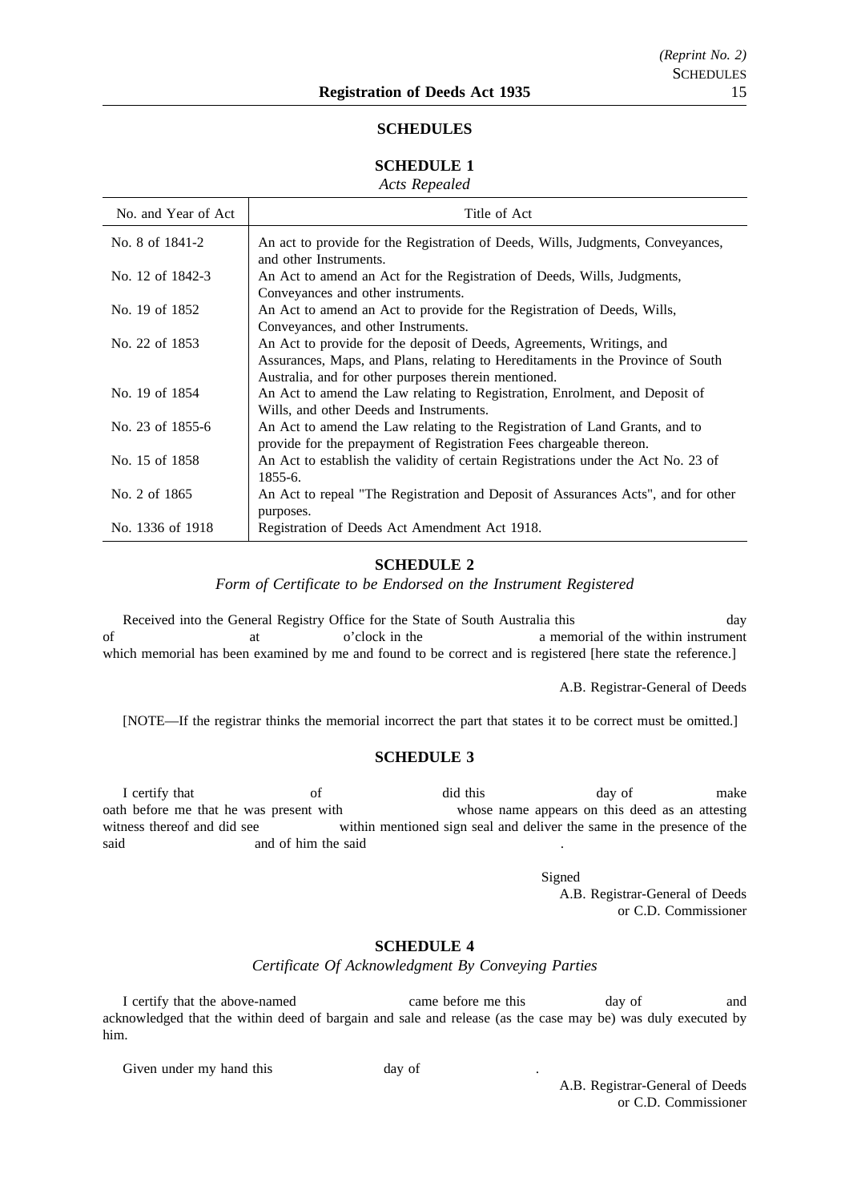## SCHEDULES

### SCHEDULE 1

*Acts Repealed*

| No. and Year of Act | Title of Act |
|---|---|
| No. 8 of 1841-2 | An act to provide for the Registration of Deeds, Wills, Judgments, Conveyances, and other Instruments. |
| No. 12 of 1842-3 | An Act to amend an Act for the Registration of Deeds, Wills, Judgments, Conveyances and other instruments. |
| No. 19 of 1852 | An Act to amend an Act to provide for the Registration of Deeds, Wills, Conveyances, and other Instruments. |
| No. 22 of 1853 | An Act to provide for the deposit of Deeds, Agreements, Writings, and Assurances, Maps, and Plans, relating to Hereditaments in the Province of South Australia, and for other purposes therein mentioned. |
| No. 19 of 1854 | An Act to amend the Law relating to Registration, Enrolment, and Deposit of Wills, and other Deeds and Instruments. |
| No. 23 of 1855-6 | An Act to amend the Law relating to the Registration of Land Grants, and to provide for the prepayment of Registration Fees chargeable thereon. |
| No. 15 of 1858 | An Act to establish the validity of certain Registrations under the Act No. 23 of 1855-6. |
| No. 2 of 1865 | An Act to repeal "The Registration and Deposit of Assurances Acts", and for other purposes. |
| No. 1336 of 1918 | Registration of Deeds Act Amendment Act 1918. |

### SCHEDULE 2

*Form of Certificate to be Endorsed on the Instrument Registered*

Received into the General Registry Office for the State of South Australia this day of at o'clock in the a memorial of the within instrument which memorial has been examined by me and found to be correct and is registered [here state the reference.]

A.B. Registrar-General of Deeds

[NOTE—If the registrar thinks the memorial incorrect the part that states it to be correct must be omitted.]

### SCHEDULE 3

I certify that of did this day of make oath before me that he was present with whose name appears on this deed as an attesting witness thereof and did see within mentioned sign seal and deliver the same in the presence of the said and of him the said .

Signed
A.B. Registrar-General of Deeds
or C.D. Commissioner

### SCHEDULE 4

*Certificate Of Acknowledgment By Conveying Parties*

I certify that the above-named came before me this day of and acknowledged that the within deed of bargain and sale and release (as the case may be) was duly executed by him.

Given under my hand this day of .

A.B. Registrar-General of Deeds
or C.D. Commissioner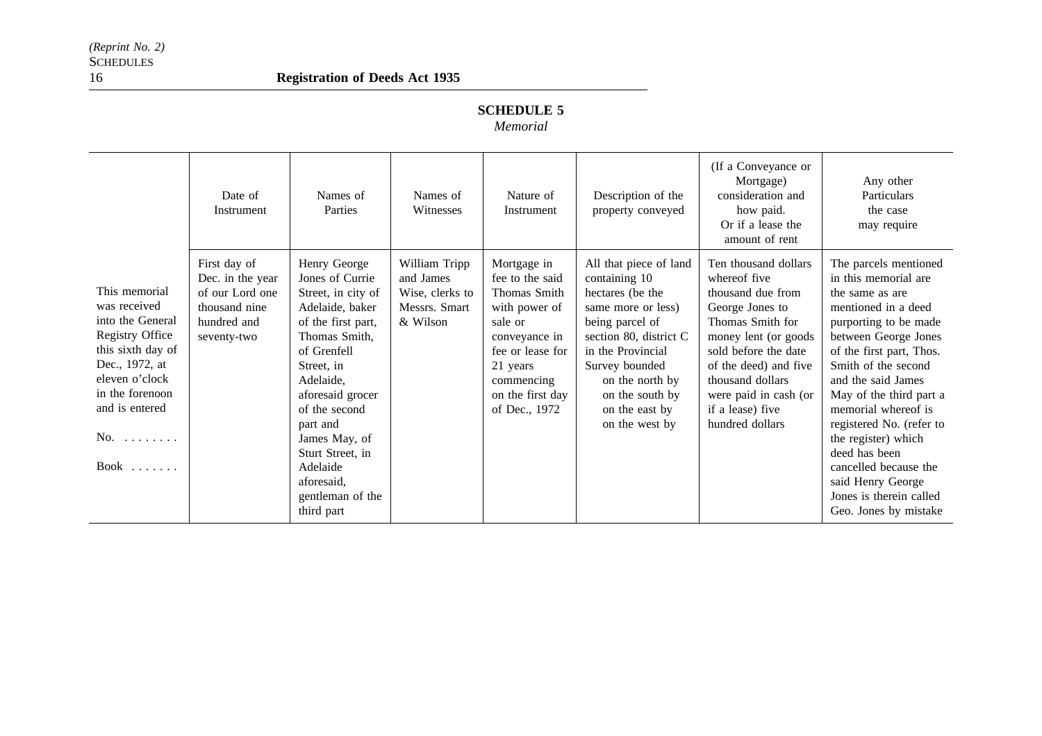## SCHEDULE 5

*Memorial*

| | Date of Instrument | Names of Parties | Names of Witnesses | Nature of Instrument | Description of the property conveyed | (If a Conveyance or Mortgage) consideration and how paid. Or if a lease the amount of rent | Any other Particulars the case may require |
|---|---|---|---|---|---|---|---|
| This memorial was received into the General Registry Office this sixth day of Dec., 1972, at eleven o'clock in the forenoon and is entered No. ........ Book ....... | First day of Dec. in the year of our Lord one thousand nine hundred and seventy-two | Henry George Jones of Currie Street, in city of Adelaide, baker of the first part, Thomas Smith, of Grenfell Street, in Adelaide, aforesaid grocer of the second part and James May, of Sturt Street, in Adelaide aforesaid, gentleman of the third part | William Tripp and James Wise, clerks to Messrs. Smart & Wilson | Mortgage in fee to the said Thomas Smith with power of sale or conveyance in fee or lease for 21 years commencing on the first day of Dec., 1972 | All that piece of land containing 10 hectares (be the same more or less) being parcel of section 80, district C in the Provincial Survey bounded on the north by on the south by on the east by on the west by | Ten thousand dollars whereof five thousand due from George Jones to Thomas Smith for money lent (or goods sold before the date of the deed) and five thousand dollars were paid in cash (or if a lease) five hundred dollars | The parcels mentioned in this memorial are the same as are mentioned in a deed purporting to be made between George Jones of the first part, Thos. Smith of the second and the said James May of the third part a memorial whereof is registered No. (refer to the register) which deed has been cancelled because the said Henry George Jones is therein called Geo. Jones by mistake |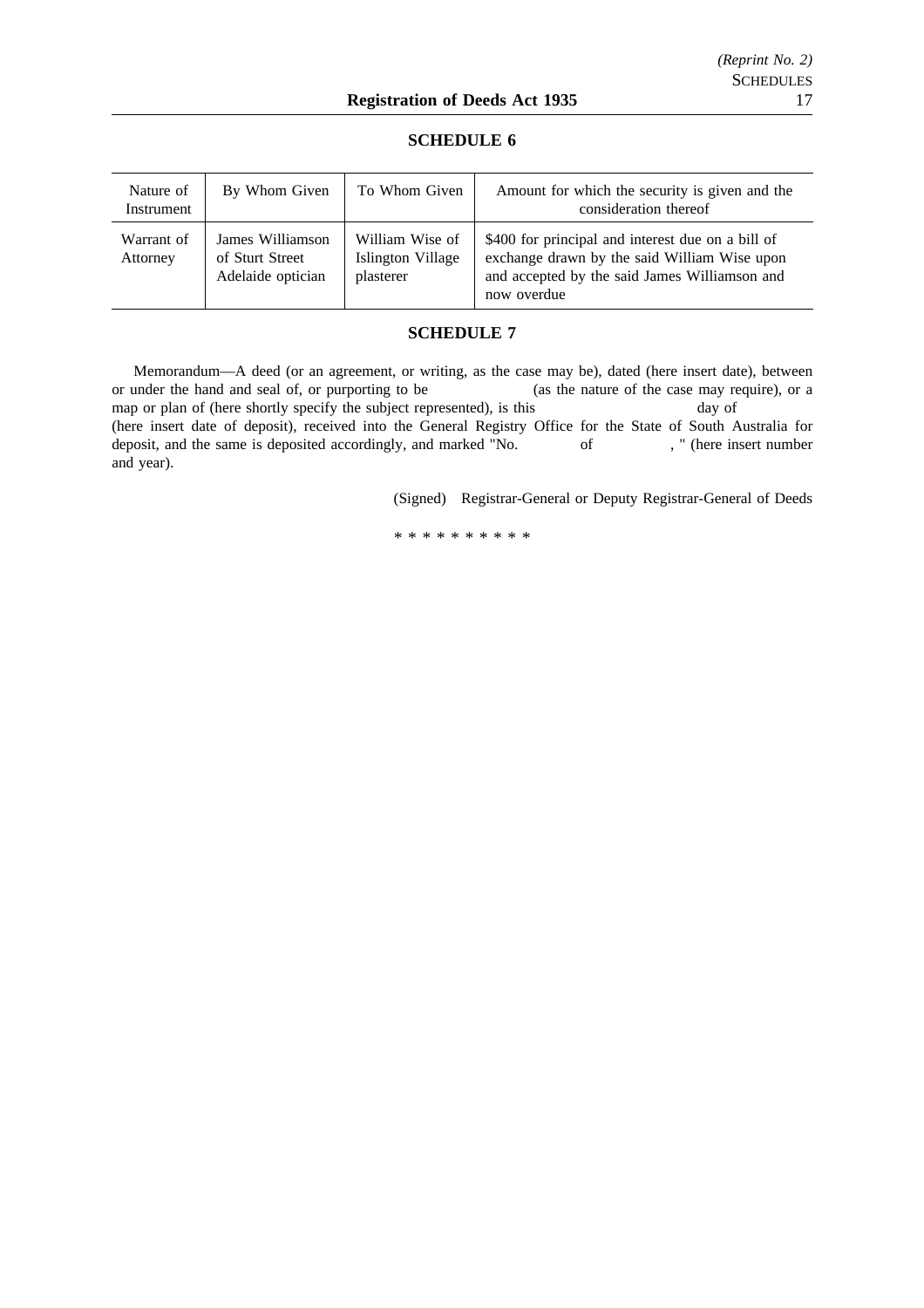## SCHEDULE 6

| Nature of Instrument | By Whom Given | To Whom Given | Amount for which the security is given and the consideration thereof |
|---|---|---|---|
| Warrant of Attorney | James Williamson of Sturt Street Adelaide optician | William Wise of Islington Village plasterer | $400 for principal and interest due on a bill of exchange drawn by the said William Wise upon and accepted by the said James Williamson and now overdue |

## SCHEDULE 7

Memorandum—A deed (or an agreement, or writing, as the case may be), dated (here insert date), between or under the hand and seal of, or purporting to be (as the nature of the case may require), or a map or plan of (here shortly specify the subject represented), is this day of (here insert date of deposit), received into the General Registry Office for the State of South Australia for deposit, and the same is deposited accordingly, and marked "No. of , " (here insert number and year).

(Signed) Registrar-General or Deputy Registrar-General of Deeds

\* \* \* \* \* \* \* \* \* \*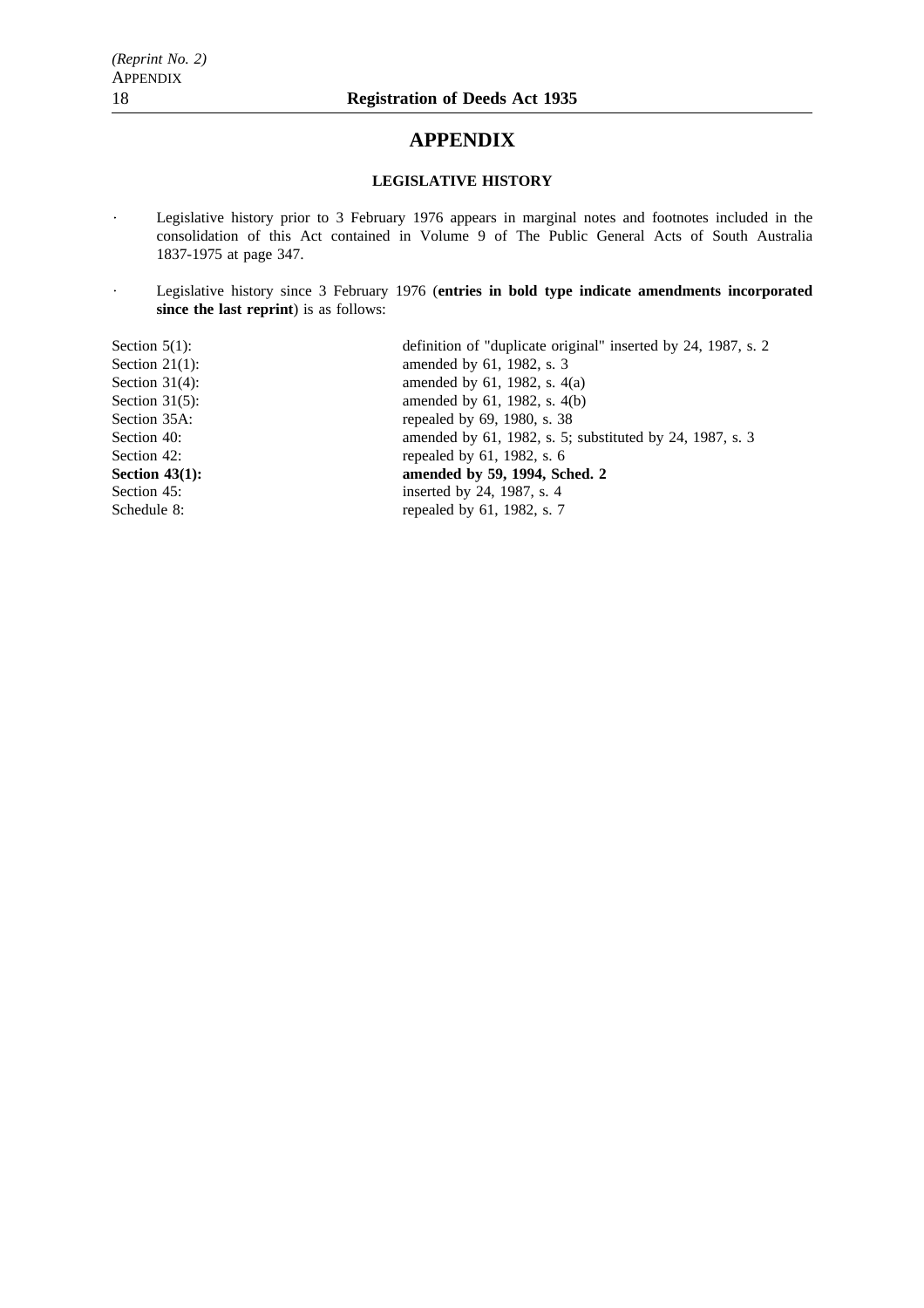# APPENDIX

## LEGISLATIVE HISTORY

- Legislative history prior to 3 February 1976 appears in marginal notes and footnotes included in the consolidation of this Act contained in Volume 9 of The Public General Acts of South Australia 1837-1975 at page 347.
- Legislative history since 3 February 1976 (**entries in bold type indicate amendments incorporated since the last reprint**) is as follows:

| | |
|---|---|
| Section 5(1): | definition of "duplicate original" inserted by 24, 1987, s. 2 |
| Section 21(1): | amended by 61, 1982, s. 3 |
| Section 31(4): | amended by 61, 1982, s. 4(a) |
| Section 31(5): | amended by 61, 1982, s. 4(b) |
| Section 35A: | repealed by 69, 1980, s. 38 |
| Section 40: | amended by 61, 1982, s. 5; substituted by 24, 1987, s. 3 |
| Section 42: | repealed by 61, 1982, s. 6 |
| **Section 43(1):** | **amended by 59, 1994, Sched. 2** |
| Section 45: | inserted by 24, 1987, s. 4 |
| Schedule 8: | repealed by 61, 1982, s. 7 |